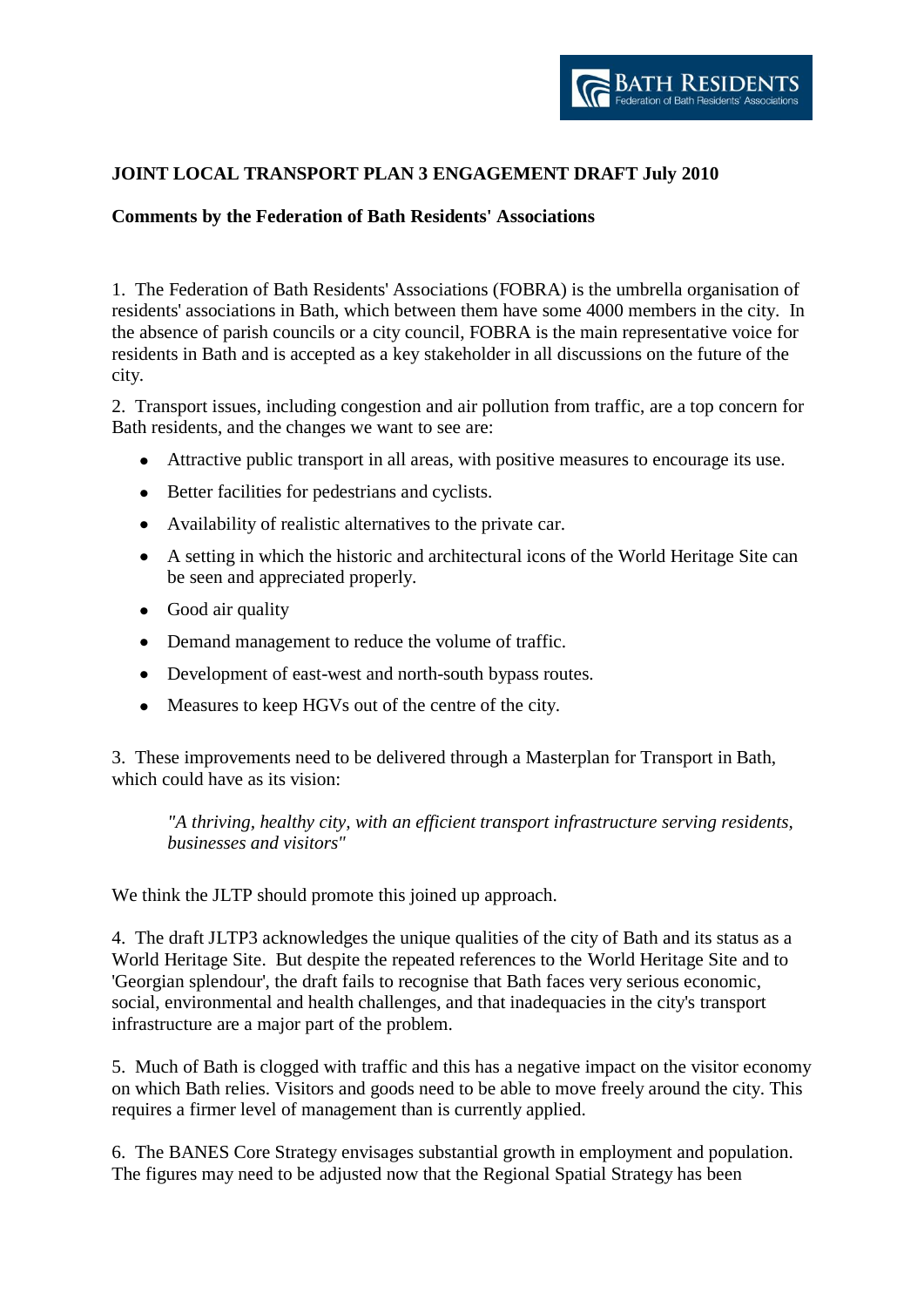**JOINT LOCAL TRANSPORT PLAN 3 ENGAGEMENT DRAFT July 2010**

**Comments by the Federation of Bath Residents' Associations**

1. The Federation of Bath Residents' Associations (FOBRA) is the umbrella organisation of residents' associations in Bath, which between them have some 4000 members in the city. In the absence of parish councils or a city council, FOBRA is the main representative voice for residents in Bath and is accepted as a key stakeholder in all discussions on the future of the city.

2. Transport issues, including congestion and air pollution from traffic, are a top concern for Bath residents, and the changes we want to see are:

- Attractive public transport in all areas, with positive measures to encourage its use.
- Better facilities for pedestrians and cyclists.
- Availability of realistic alternatives to the private car.
- A setting in which the historic and architectural icons of the World Heritage Site can be seen and appreciated properly.
- Good air quality
- Demand management to reduce the volume of traffic.
- Development of east-west and north-south bypass routes.
- Measures to keep HGVs out of the centre of the city.

3. These improvements need to be delivered through a Masterplan for Transport in Bath, which could have as its vision:

> *"A thriving, healthy city, with an efficient transport infrastructure serving residents, businesses and visitors"*

We think the JLTP should promote this joined up approach.

4. The draft JLTP3 acknowledges the unique qualities of the city of Bath and its status as a World Heritage Site. But despite the repeated references to the World Heritage Site and to 'Georgian splendour', the draft fails to recognise that Bath faces very serious economic, social, environmental and health challenges, and that inadequacies in the city's transport infrastructure are a major part of the problem.

5. Much of Bath is clogged with traffic and this has a negative impact on the visitor economy on which Bath relies. Visitors and goods need to be able to move freely around the city. This requires a firmer level of management than is currently applied.

6. The BANES Core Strategy envisages substantial growth in employment and population. The figures may need to be adjusted now that the Regional Spatial Strategy has been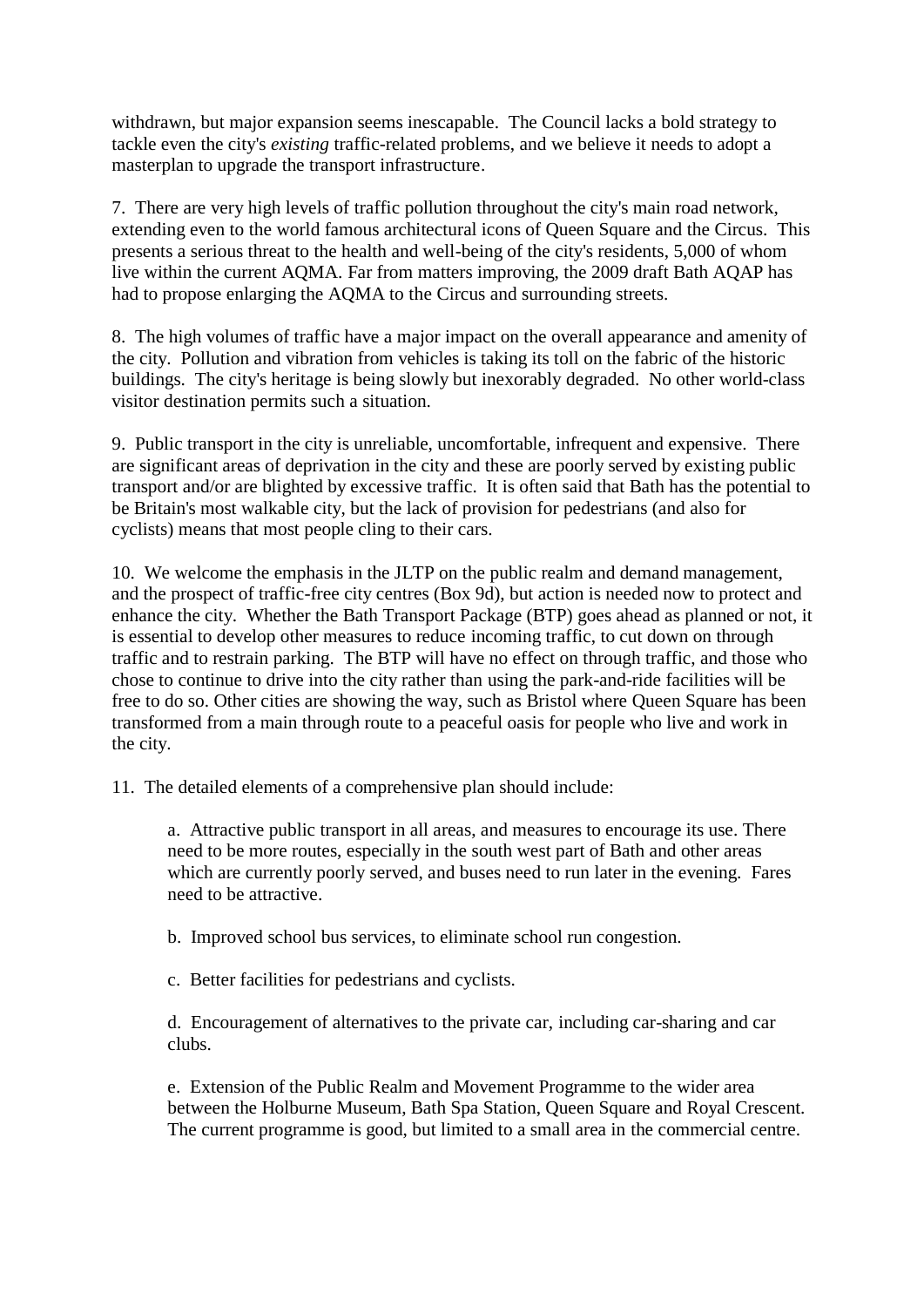withdrawn, but major expansion seems inescapable. The Council lacks a bold strategy to tackle even the city's *existing* traffic-related problems, and we believe it needs to adopt a masterplan to upgrade the transport infrastructure.

7. There are very high levels of traffic pollution throughout the city's main road network, extending even to the world famous architectural icons of Queen Square and the Circus. This presents a serious threat to the health and well-being of the city's residents, 5,000 of whom live within the current AQMA. Far from matters improving, the 2009 draft Bath AQAP has had to propose enlarging the AQMA to the Circus and surrounding streets.

8. The high volumes of traffic have a major impact on the overall appearance and amenity of the city. Pollution and vibration from vehicles is taking its toll on the fabric of the historic buildings. The city's heritage is being slowly but inexorably degraded. No other world-class visitor destination permits such a situation.

9. Public transport in the city is unreliable, uncomfortable, infrequent and expensive. There are significant areas of deprivation in the city and these are poorly served by existing public transport and/or are blighted by excessive traffic. It is often said that Bath has the potential to be Britain's most walkable city, but the lack of provision for pedestrians (and also for cyclists) means that most people cling to their cars.

10. We welcome the emphasis in the JLTP on the public realm and demand management, and the prospect of traffic-free city centres (Box 9d), but action is needed now to protect and enhance the city. Whether the Bath Transport Package (BTP) goes ahead as planned or not, it is essential to develop other measures to reduce incoming traffic, to cut down on through traffic and to restrain parking. The BTP will have no effect on through traffic, and those who chose to continue to drive into the city rather than using the park-and-ride facilities will be free to do so. Other cities are showing the way, such as Bristol where Queen Square has been transformed from a main through route to a peaceful oasis for people who live and work in the city.

11. The detailed elements of a comprehensive plan should include:

> a. Attractive public transport in all areas, and measures to encourage its use. There need to be more routes, especially in the south west part of Bath and other areas which are currently poorly served, and buses need to run later in the evening. Fares need to be attractive.
>
> b. Improved school bus services, to eliminate school run congestion.
>
> c. Better facilities for pedestrians and cyclists.
>
> d. Encouragement of alternatives to the private car, including car-sharing and car clubs.
>
> e. Extension of the Public Realm and Movement Programme to the wider area between the Holburne Museum, Bath Spa Station, Queen Square and Royal Crescent. The current programme is good, but limited to a small area in the commercial centre.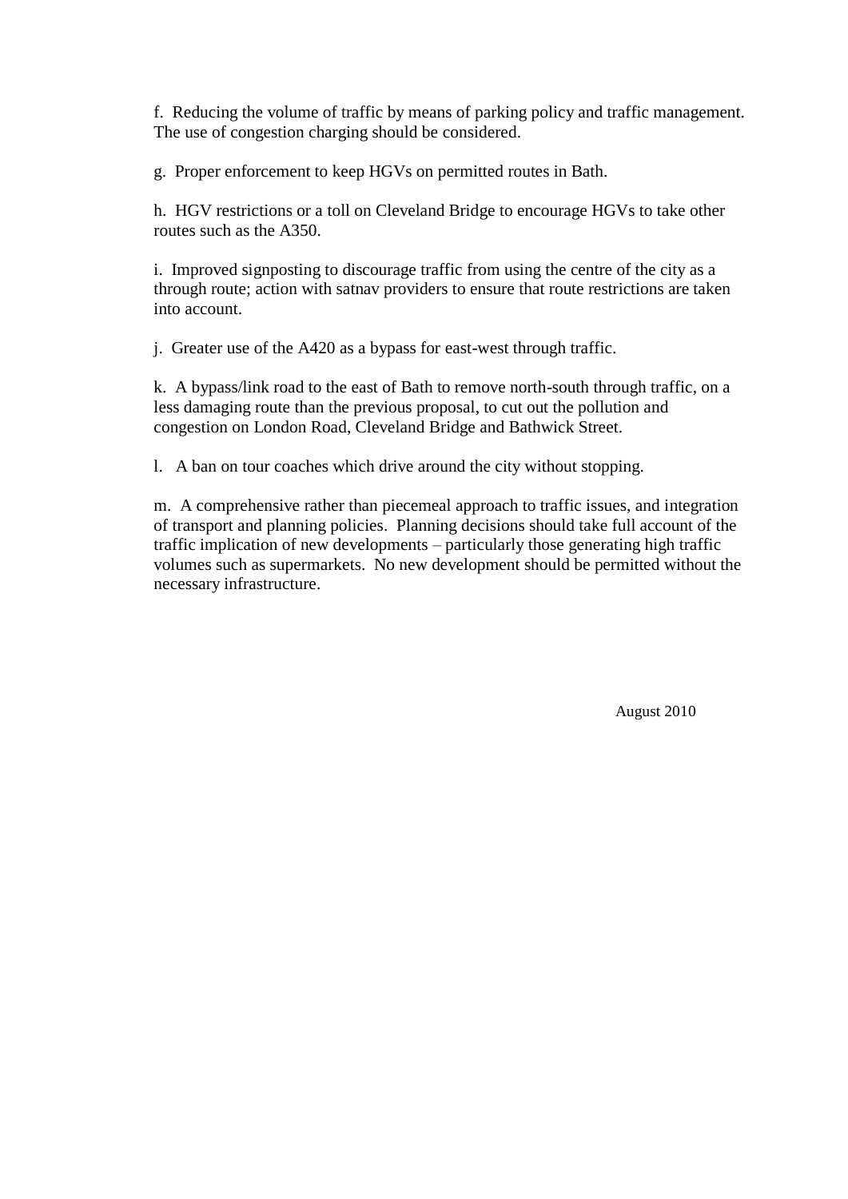f. Reducing the volume of traffic by means of parking policy and traffic management. The use of congestion charging should be considered.

g. Proper enforcement to keep HGVs on permitted routes in Bath.

h. HGV restrictions or a toll on Cleveland Bridge to encourage HGVs to take other routes such as the A350.

i. Improved signposting to discourage traffic from using the centre of the city as a through route; action with satnav providers to ensure that route restrictions are taken into account.

j. Greater use of the A420 as a bypass for east-west through traffic.

k. A bypass/link road to the east of Bath to remove north-south through traffic, on a less damaging route than the previous proposal, to cut out the pollution and congestion on London Road, Cleveland Bridge and Bathwick Street.

l. A ban on tour coaches which drive around the city without stopping.

m. A comprehensive rather than piecemeal approach to traffic issues, and integration of transport and planning policies. Planning decisions should take full account of the traffic implication of new developments – particularly those generating high traffic volumes such as supermarkets. No new development should be permitted without the necessary infrastructure.

August 2010